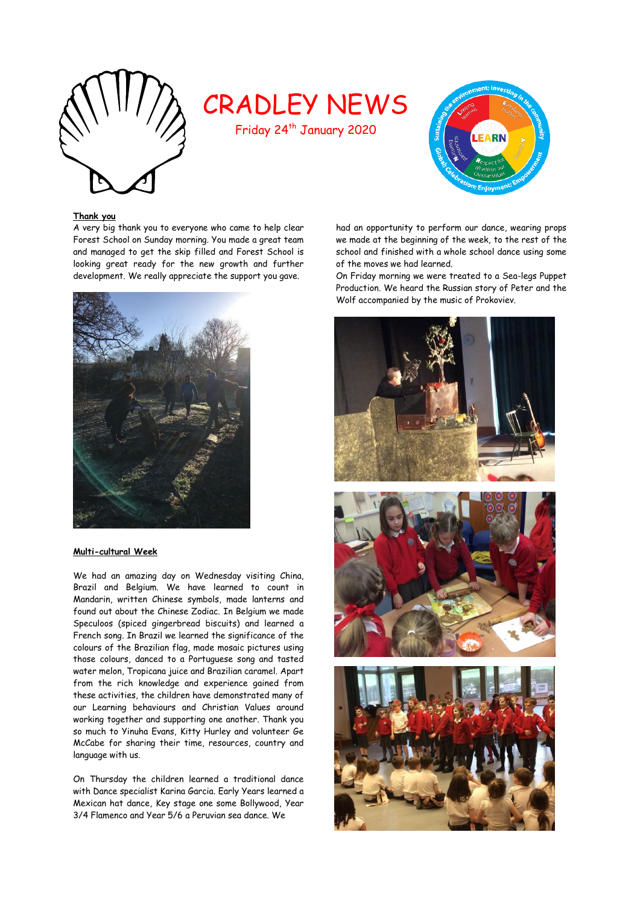# CRADLEY NEWS

Friday 24th January 2020

**Thank you**

A very big thank you to everyone who came to help clear Forest School on Sunday morning. You made a great team and managed to get the skip filled and Forest School is looking great ready for the new growth and further development. We really appreciate the support you gave.

**Multi-cultural Week**

We had an amazing day on Wednesday visiting China, Brazil and Belgium. We have learned to count in Mandarin, written Chinese symbols, made lanterns and found out about the Chinese Zodiac. In Belgium we made Speculoos (spiced gingerbread biscuits) and learned a French song. In Brazil we learned the significance of the colours of the Brazilian flag, made mosaic pictures using those colours, danced to a Portuguese song and tasted water melon, Tropicana juice and Brazilian caramel. Apart from the rich knowledge and experience gained from these activities, the children have demonstrated many of our Learning behaviours and Christian Values around working together and supporting one another. Thank you so much to Yinuha Evans, Kitty Hurley and volunteer Ge McCabe for sharing their time, resources, country and language with us.

On Thursday the children learned a traditional dance with Dance specialist Karina Garcia. Early Years learned a Mexican hat dance, Key stage one some Bollywood, Year 3/4 Flamenco and Year 5/6 a Peruvian sea dance. We had an opportunity to perform our dance, wearing props we made at the beginning of the week, to the rest of the school and finished with a whole school dance using some of the moves we had learned.

On Friday morning we were treated to a Sea-legs Puppet Production. We heard the Russian story of Peter and the Wolf accompanied by the music of Prokoviev.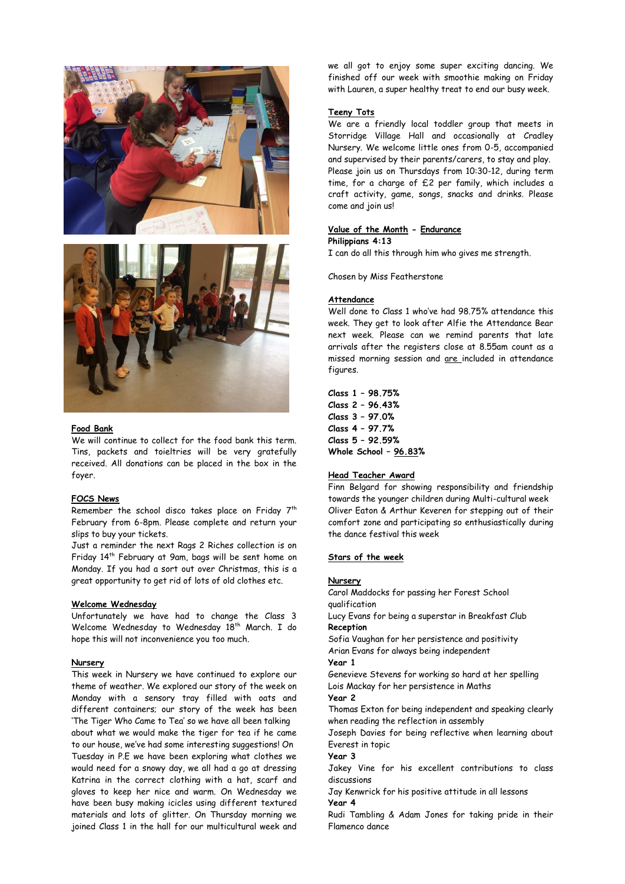## Food Bank

We will continue to collect for the food bank this term. Tins, packets and toieltries will be very gratefully received. All donations can be placed in the box in the foyer.

## FOCS News

Remember the school disco takes place on Friday 7th February from 6-8pm. Please complete and return your slips to buy your tickets.

Just a reminder the next Rags 2 Riches collection is on Friday 14th February at 9am, bags will be sent home on Monday. If you had a sort out over Christmas, this is a great opportunity to get rid of lots of old clothes etc.

## Welcome Wednesday

Unfortunately we have had to change the Class 3 Welcome Wednesday to Wednesday 18th March. I do hope this will not inconvenience you too much.

## Nursery

This week in Nursery we have continued to explore our theme of weather. We explored our story of the week on Monday with a sensory tray filled with oats and different containers; our story of the week has been 'The Tiger Who Came to Tea' so we have all been talking about what we would make the tiger for tea if he came to our house, we've had some interesting suggestions! On Tuesday in P.E we have been exploring what clothes we would need for a snowy day, we all had a go at dressing Katrina in the correct clothing with a hat, scarf and gloves to keep her nice and warm. On Wednesday we have been busy making icicles using different textured materials and lots of glitter. On Thursday morning we joined Class 1 in the hall for our multicultural week and we all got to enjoy some super exciting dancing. We finished off our week with smoothie making on Friday with Lauren, a super healthy treat to end our busy week.

## Teeny Tots

We are a friendly local toddler group that meets in Storridge Village Hall and occasionally at Cradley Nursery. We welcome little ones from 0-5, accompanied and supervised by their parents/carers, to stay and play. Please join us on Thursdays from 10:30-12, during term time, for a charge of £2 per family, which includes a craft activity, game, songs, snacks and drinks. Please come and join us!

## Value of the Month - Endurance

**Philippians 4:13**

I can do all this through him who gives me strength.

Chosen by Miss Featherstone

## Attendance

Well done to Class 1 who've had 98.75% attendance this week. They get to look after Alfie the Attendance Bear next week. Please can we remind parents that late arrivals after the registers close at 8.55am count as a missed morning session and are included in attendance figures.

**Class 1 – 98.75%**
**Class 2 – 96.43%**
**Class 3 – 97.0%**
**Class 4 – 97.7%**
**Class 5 – 92.59%**
**Whole School – 96.83%**

## Head Teacher Award

Finn Belgard for showing responsibility and friendship towards the younger children during Multi-cultural week

Oliver Eaton & Arthur Keveren for stepping out of their comfort zone and participating so enthusiastically during the dance festival this week

## Stars of the week

### Nursery

Carol Maddocks for passing her Forest School qualification

Lucy Evans for being a superstar in Breakfast Club

**Reception**

Sofia Vaughan for her persistence and positivity

Arian Evans for always being independent

**Year 1**

Genevieve Stevens for working so hard at her spelling

Lois Mackay for her persistence in Maths

**Year 2**

Thomas Exton for being independent and speaking clearly when reading the reflection in assembly

Joseph Davies for being reflective when learning about Everest in topic

**Year 3**

Jakey Vine for his excellent contributions to class discussions

Jay Kenwrick for his positive attitude in all lessons

**Year 4**

Rudi Tambling & Adam Jones for taking pride in their Flamenco dance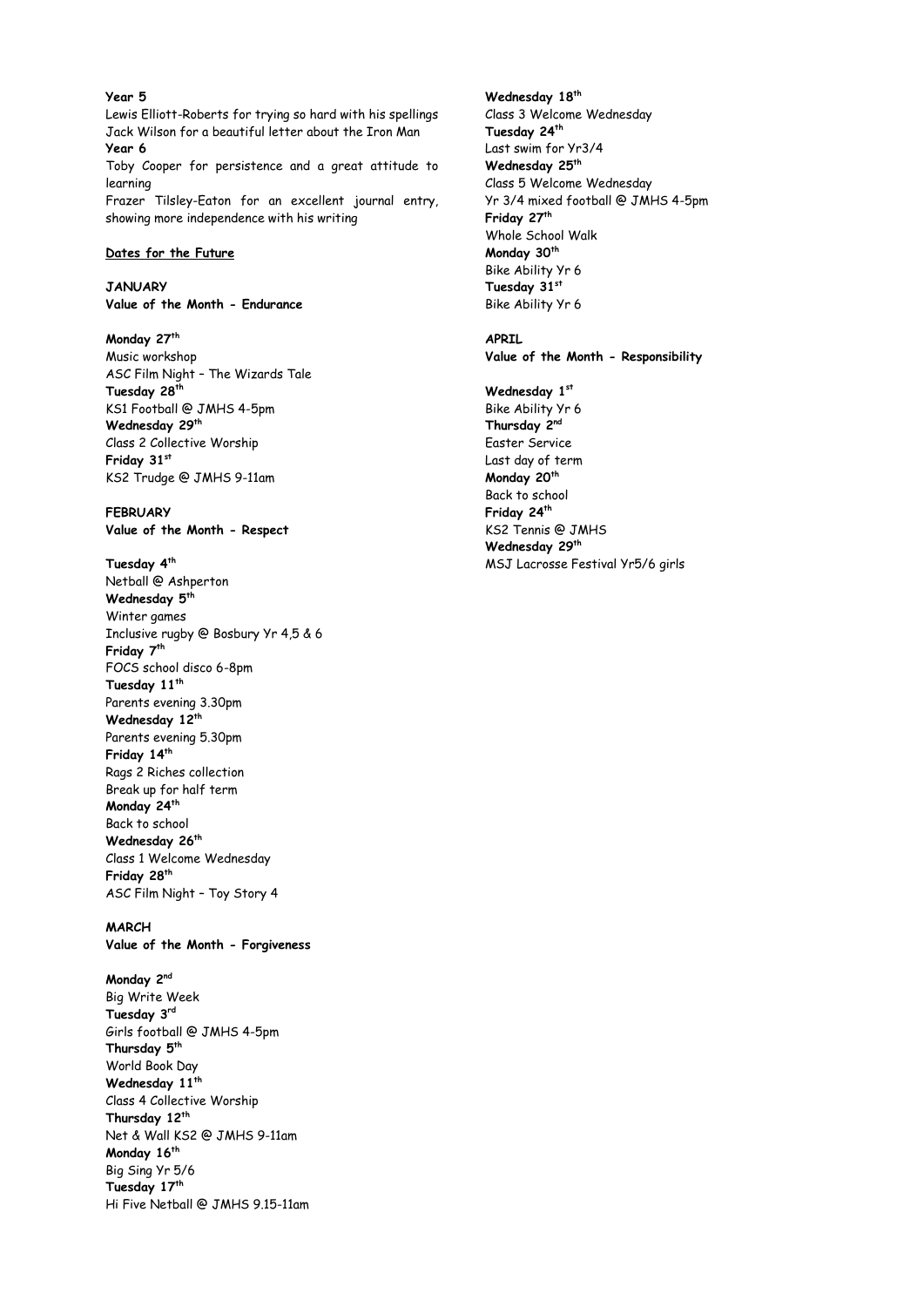**Year 5**

Lewis Elliott-Roberts for trying so hard with his spellings
Jack Wilson for a beautiful letter about the Iron Man

**Year 6**

Toby Cooper for persistence and a great attitude to learning
Frazer Tilsley-Eaton for an excellent journal entry, showing more independence with his writing

**Dates for the Future**

**JANUARY**
**Value of the Month - Endurance**

**Monday 27th**
Music workshop
ASC Film Night – The Wizards Tale
**Tuesday 28th**
KS1 Football @ JMHS 4-5pm
**Wednesday 29th**
Class 2 Collective Worship
**Friday 31st**
KS2 Trudge @ JMHS 9-11am

**FEBRUARY**
**Value of the Month - Respect**

**Tuesday 4th**
Netball @ Ashperton
**Wednesday 5th**
Winter games
Inclusive rugby @ Bosbury Yr 4,5 & 6
**Friday 7th**
FOCS school disco 6-8pm
**Tuesday 11th**
Parents evening 3.30pm
**Wednesday 12th**
Parents evening 5.30pm
**Friday 14th**
Rags 2 Riches collection
Break up for half term
**Monday 24th**
Back to school
**Wednesday 26th**
Class 1 Welcome Wednesday
**Friday 28th**
ASC Film Night – Toy Story 4

**MARCH**
**Value of the Month - Forgiveness**

**Monday 2nd**
Big Write Week
**Tuesday 3rd**
Girls football @ JMHS 4-5pm
**Thursday 5th**
World Book Day
**Wednesday 11th**
Class 4 Collective Worship
**Thursday 12th**
Net & Wall KS2 @ JMHS 9-11am
**Monday 16th**
Big Sing Yr 5/6
**Tuesday 17th**
Hi Five Netball @ JMHS 9.15-11am
**Wednesday 18th**
Class 3 Welcome Wednesday
**Tuesday 24th**
Last swim for Yr3/4
**Wednesday 25th**
Class 5 Welcome Wednesday
Yr 3/4 mixed football @ JMHS 4-5pm
**Friday 27th**
Whole School Walk
**Monday 30th**
Bike Ability Yr 6
**Tuesday 31st**
Bike Ability Yr 6

**APRIL**
**Value of the Month - Responsibility**

**Wednesday 1st**
Bike Ability Yr 6
**Thursday 2nd**
Easter Service
Last day of term
**Monday 20th**
Back to school
**Friday 24th**
KS2 Tennis @ JMHS
**Wednesday 29th**
MSJ Lacrosse Festival Yr5/6 girls